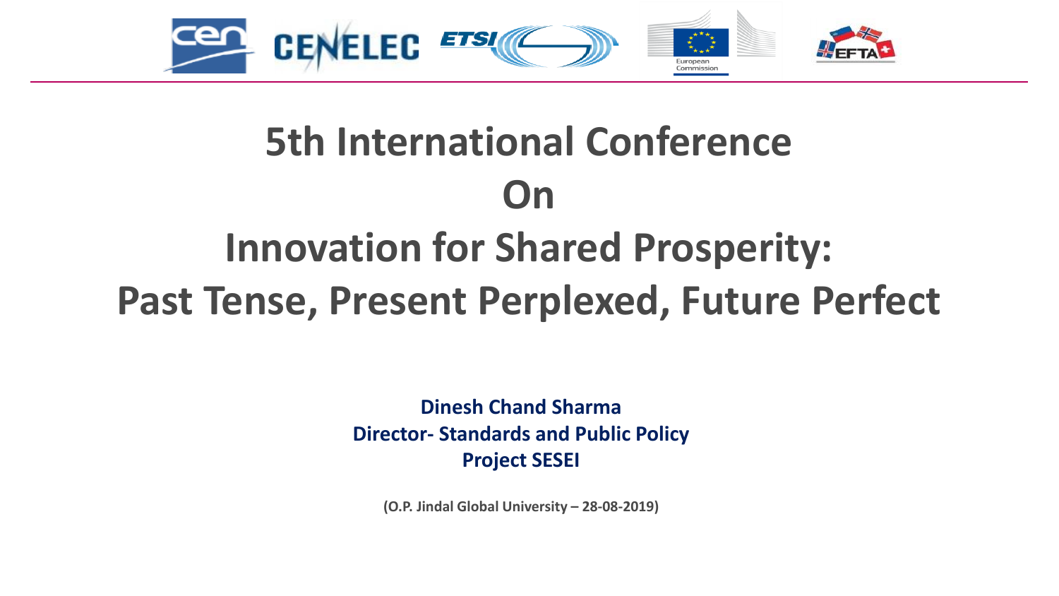# 5th International Conference On Innovation for Shared Prosperity: Past Tense, Present Perplexed, Future Perfect

**Dinesh Chand Sharma**
**Director- Standards and Public Policy**
**Project SESEI**

**(O.P. Jindal Global University – 28-08-2019)**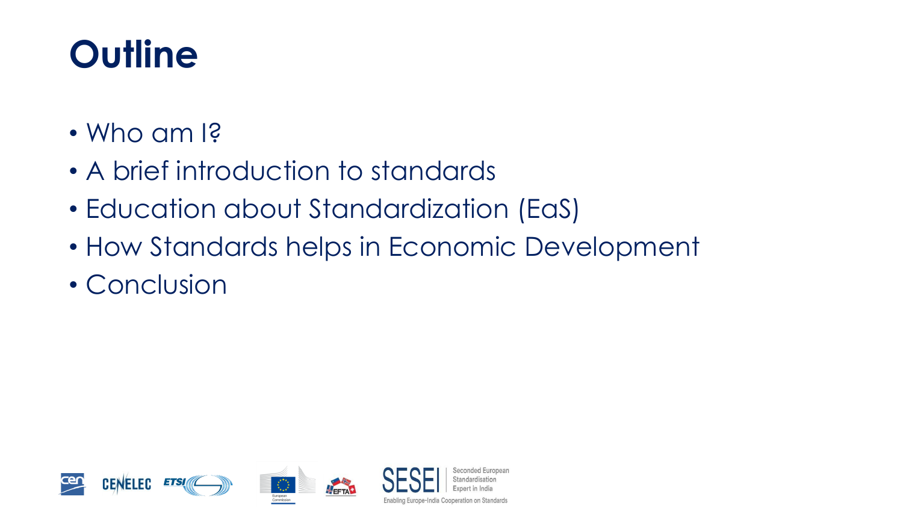# Outline

- Who am I?
- A brief introduction to standards
- Education about Standardization (EaS)
- How Standards helps in Economic Development
- Conclusion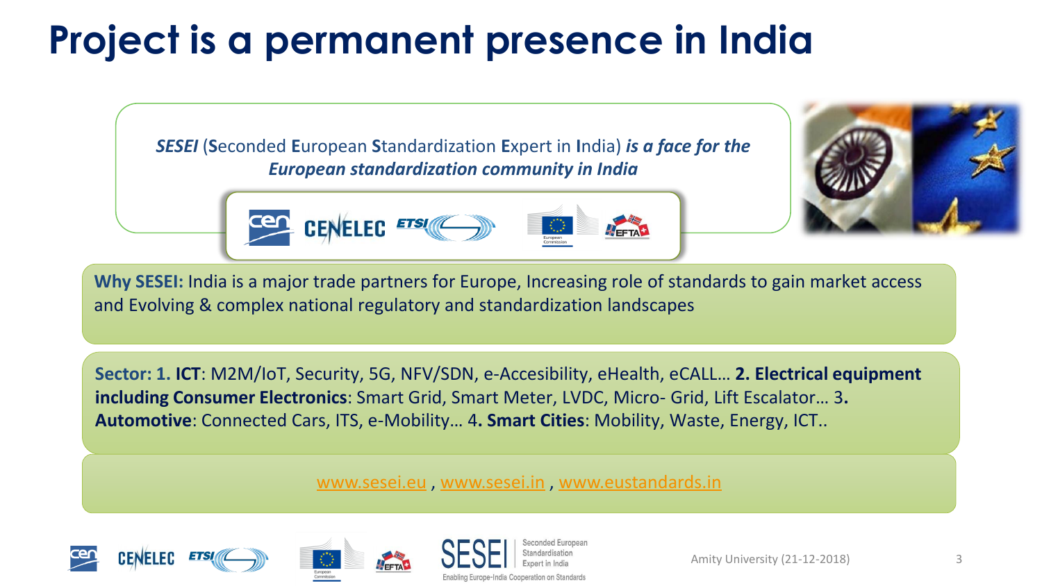# Project is a permanent presence in India

***SESEI*** (**S**econded **E**uropean **S**tandardization **E**xpert in **I**ndia) ***is a face for the European standardization community in India***

**Why SESEI:** India is a major trade partners for Europe, Increasing role of standards to gain market access and Evolving & complex national regulatory and standardization landscapes

**Sector: 1. ICT**: M2M/IoT, Security, 5G, NFV/SDN, e-Accesibility, eHealth, eCALL… **2. Electrical equipment including Consumer Electronics**: Smart Grid, Smart Meter, LVDC, Micro- Grid, Lift Escalator… 3**. Automotive**: Connected Cars, ITS, e-Mobility… 4**. Smart Cities**: Mobility, Waste, Energy, ICT..

www.sesei.eu , www.sesei.in , www.eustandards.in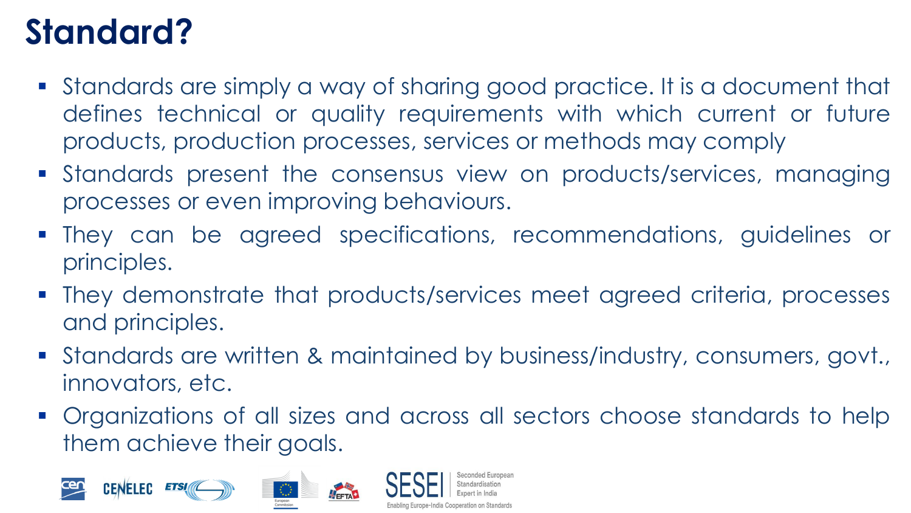# Standard?

- Standards are simply a way of sharing good practice. It is a document that defines technical or quality requirements with which current or future products, production processes, services or methods may comply
- Standards present the consensus view on products/services, managing processes or even improving behaviours.
- They can be agreed specifications, recommendations, guidelines or principles.
- They demonstrate that products/services meet agreed criteria, processes and principles.
- Standards are written & maintained by business/industry, consumers, govt., innovators, etc.
- Organizations of all sizes and across all sectors choose standards to help them achieve their goals.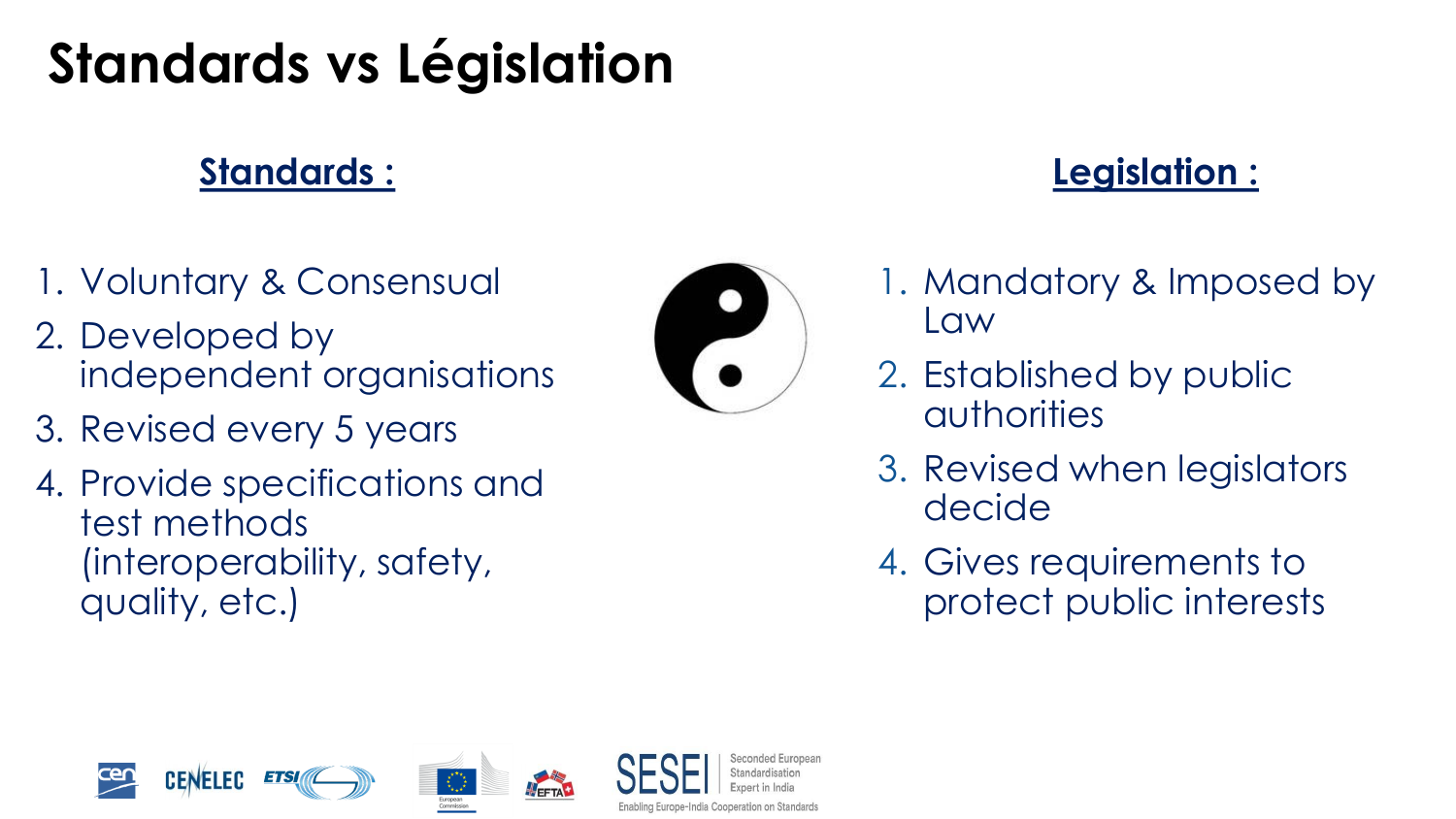# Standards vs Législation

## Standards :

1. Voluntary & Consensual
2. Developed by independent organisations
3. Revised every 5 years
4. Provide specifications and test methods (interoperability, safety, quality, etc.)

## Legislation :

1. Mandatory & Imposed by Law
2. Established by public authorities
3. Revised when legislators decide
4. Gives requirements to protect public interests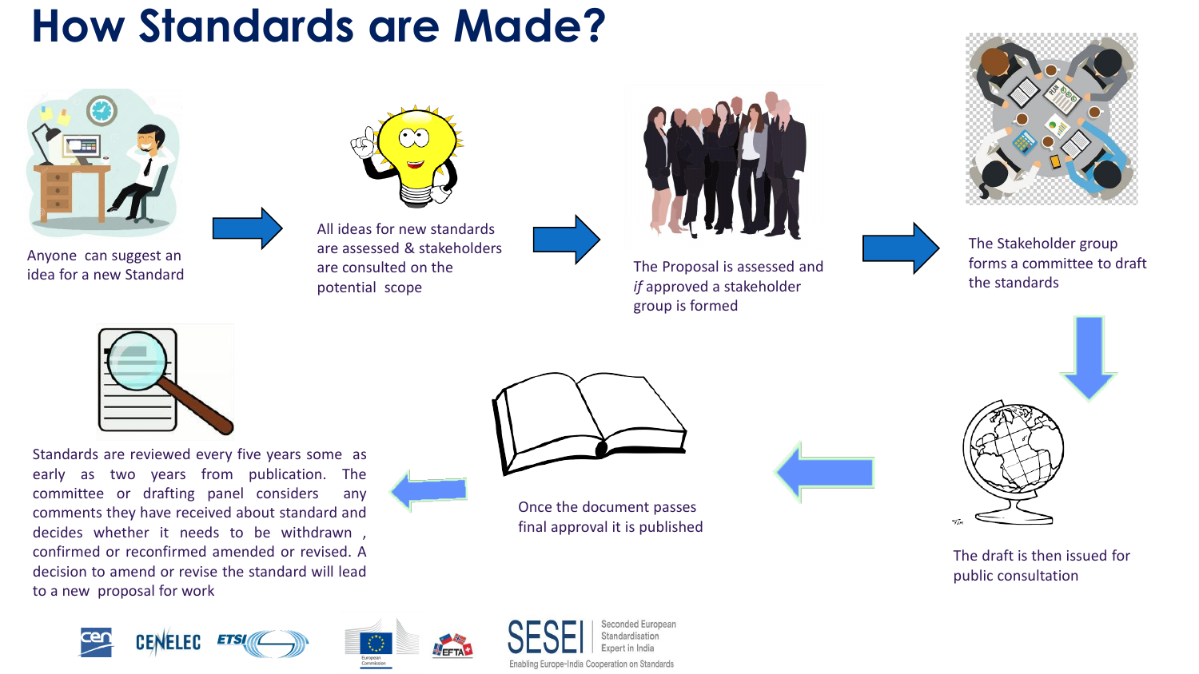# How Standards are Made?

Anyone can suggest an idea for a new Standard

All ideas for new standards are assessed & stakeholders are consulted on the potential scope

The Proposal is assessed and *if* approved a stakeholder group is formed

The Stakeholder group forms a committee to draft the standards

The draft is then issued for public consultation

Once the document passes final approval it is published

Standards are reviewed every five years some as early as two years from publication. The committee or drafting panel considers any comments they have received about standard and decides whether it needs to be withdrawn , confirmed or reconfirmed amended or revised. A decision to amend or revise the standard will lead to a new proposal for work

SESEI Seconded European Standardisation Expert in India

Enabling Europe-India Cooperation on Standards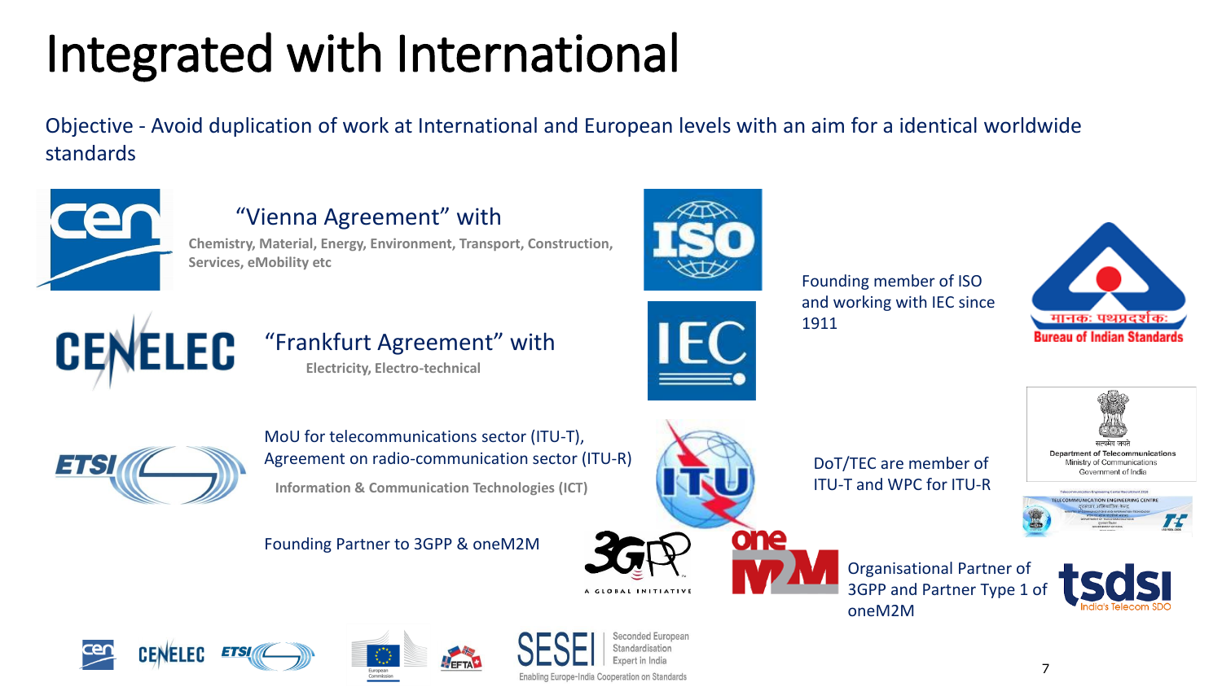# Integrated with International

Objective - Avoid duplication of work at International and European levels with an aim for a identical worldwide standards

"Vienna Agreement" with

**Chemistry, Material, Energy, Environment, Transport, Construction, Services, eMobility etc**

"Frankfurt Agreement" with

**Electricity, Electro-technical**

MoU for telecommunications sector (ITU-T), Agreement on radio-communication sector (ITU-R)

**Information & Communication Technologies (ICT)**

Founding Partner to 3GPP & oneM2M

Founding member of ISO and working with IEC since 1911

DoT/TEC are member of ITU-T and WPC for ITU-R

Organisational Partner of 3GPP and Partner Type 1 of oneM2M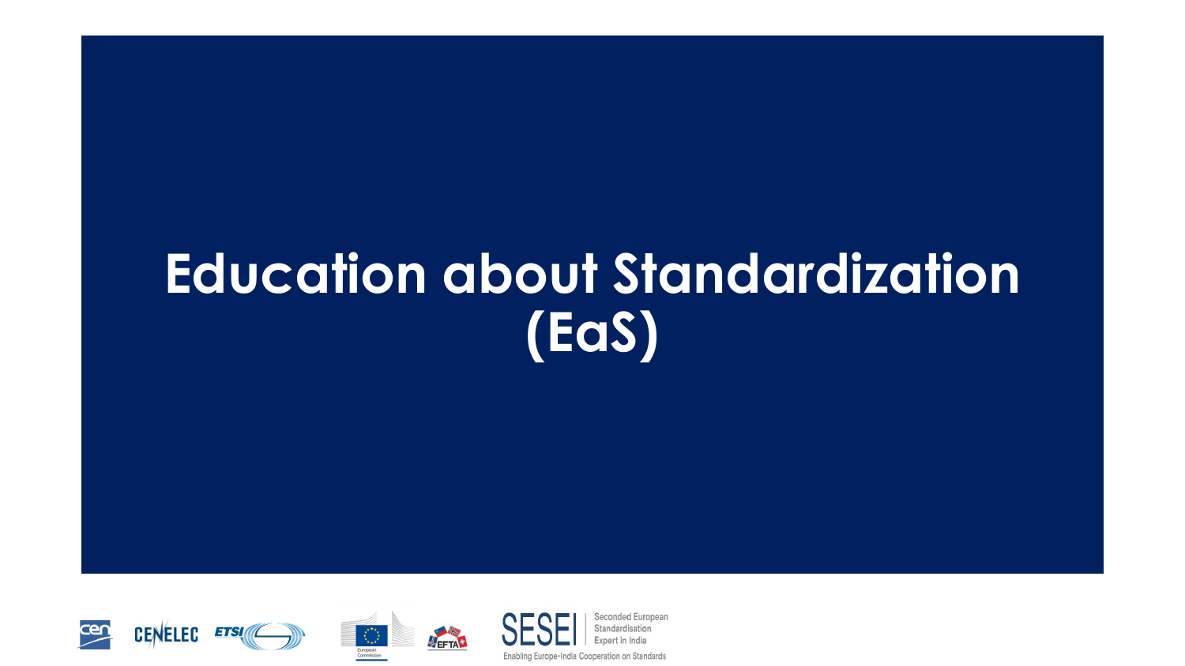# Education about Standardization (EaS)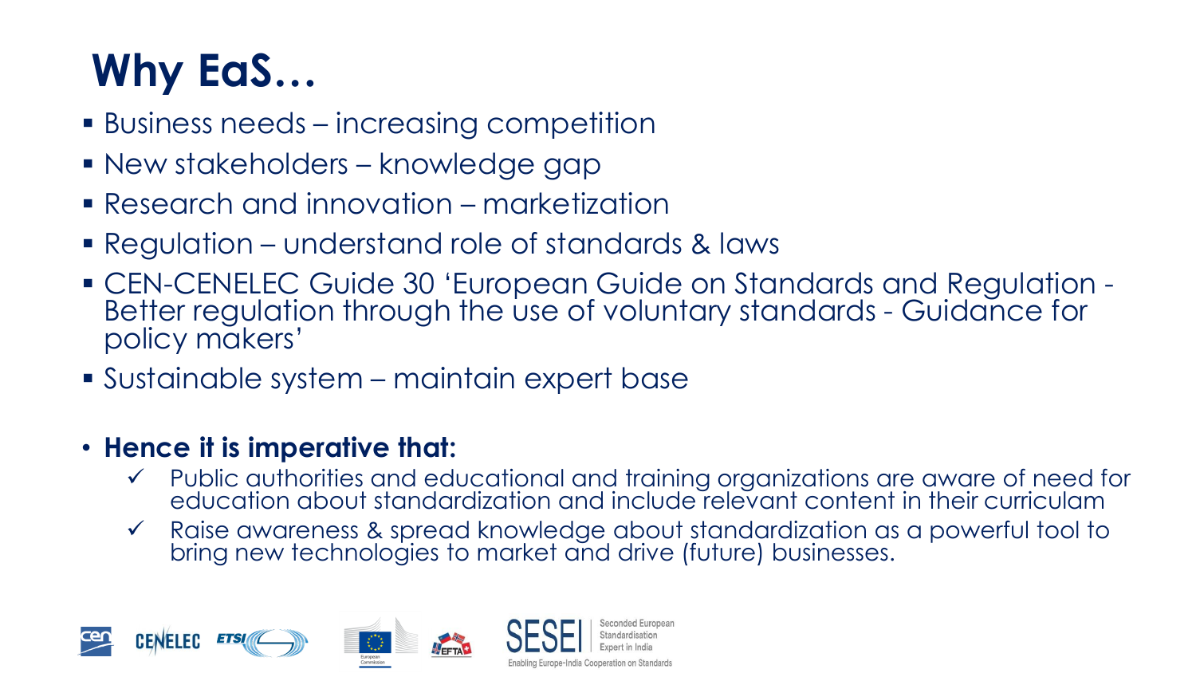# Why EaS…

- Business needs – increasing competition
- New stakeholders – knowledge gap
- Research and innovation – marketization
- Regulation – understand role of standards & laws
- CEN-CENELEC Guide 30 'European Guide on Standards and Regulation - Better regulation through the use of voluntary standards - Guidance for policy makers'
- Sustainable system – maintain expert base

- **Hence it is imperative that:**
  - ✓ Public authorities and educational and training organizations are aware of need for education about standardization and include relevant content in their curriculam
  - ✓ Raise awareness & spread knowledge about standardization as a powerful tool to bring new technologies to market and drive (future) businesses.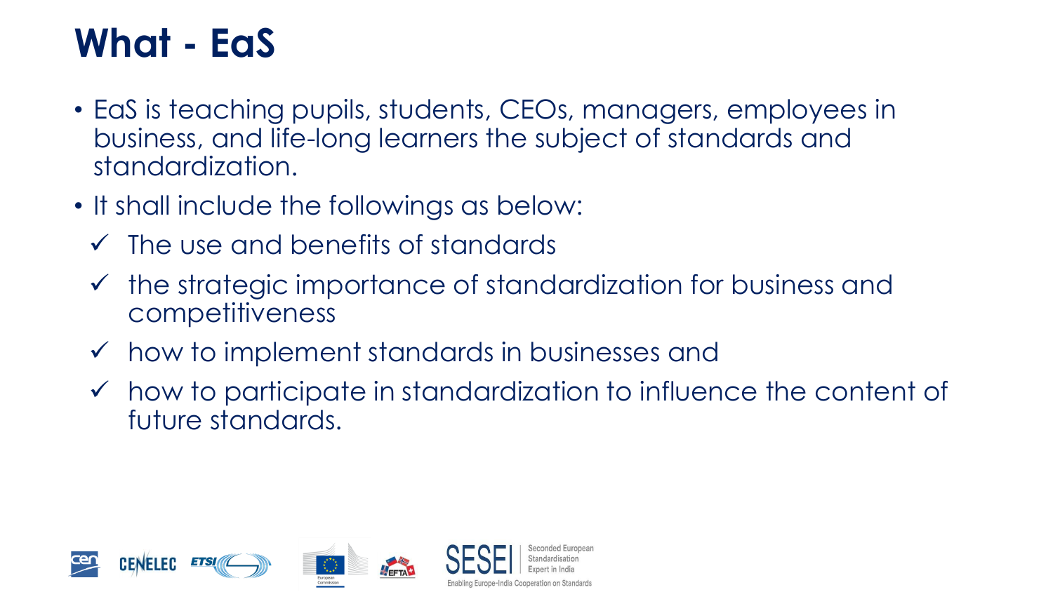# What - EaS

- EaS is teaching pupils, students, CEOs, managers, employees in business, and life-long learners the subject of standards and standardization.
- It shall include the followings as below:
  - ✓ The use and benefits of standards
  - ✓ the strategic importance of standardization for business and competitiveness
  - ✓ how to implement standards in businesses and
  - ✓ how to participate in standardization to influence the content of future standards.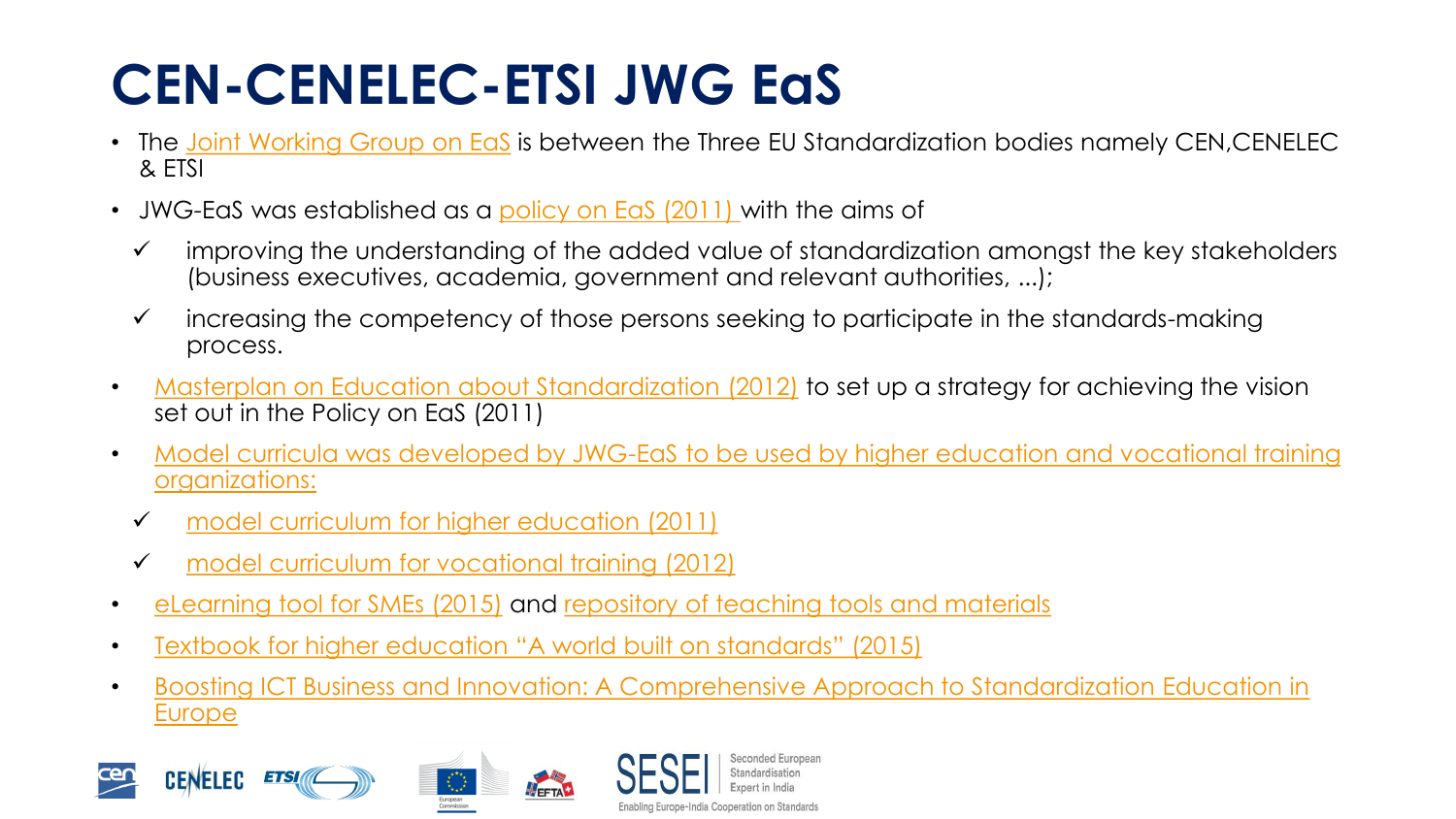# CEN-CENELEC-ETSI JWG EaS

- The Joint Working Group on EaS is between the Three EU Standardization bodies namely CEN,CENELEC & ETSI
- JWG-EaS was established as a policy on EaS (2011) with the aims of
  - ✓ improving the understanding of the added value of standardization amongst the key stakeholders (business executives, academia, government and relevant authorities, ...);
  - ✓ increasing the competency of those persons seeking to participate in the standards-making process.
- Masterplan on Education about Standardization (2012) to set up a strategy for achieving the vision set out in the Policy on EaS (2011)
- Model curricula was developed by JWG-EaS to be used by higher education and vocational training organizations:
  - ✓ model curriculum for higher education (2011)
  - ✓ model curriculum for vocational training (2012)
- eLearning tool for SMEs (2015) and repository of teaching tools and materials
- Textbook for higher education "A world built on standards" (2015)
- Boosting ICT Business and Innovation: A Comprehensive Approach to Standardization Education in Europe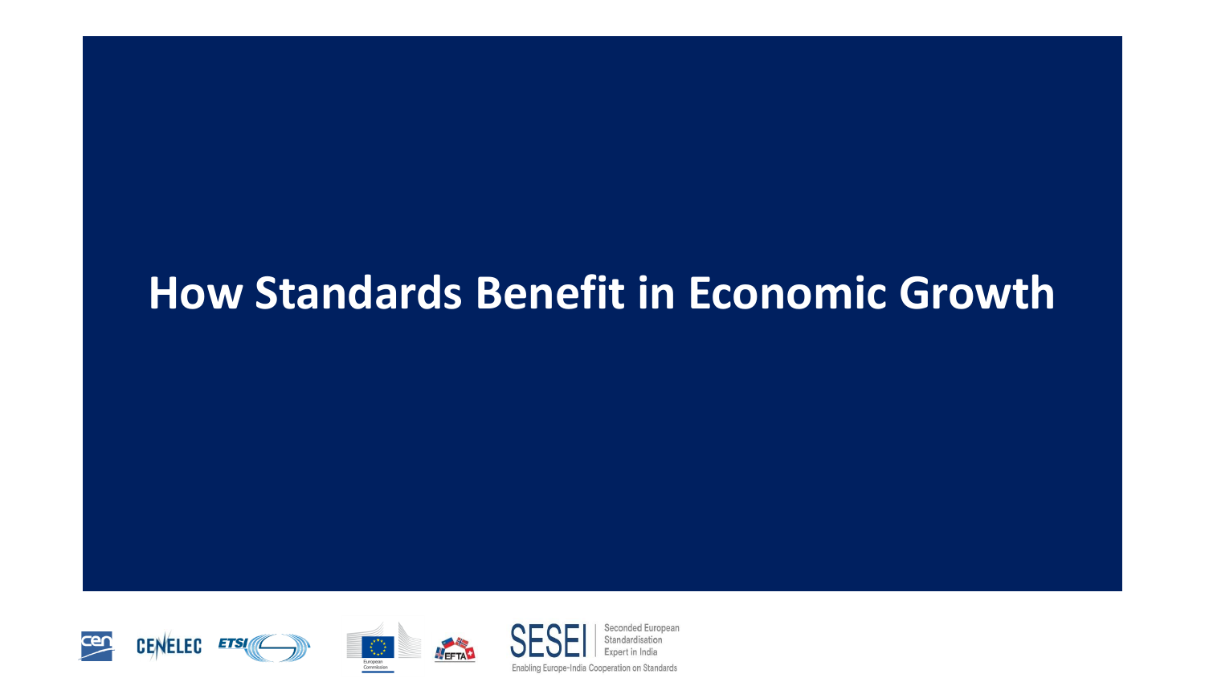# How Standards Benefit in Economic Growth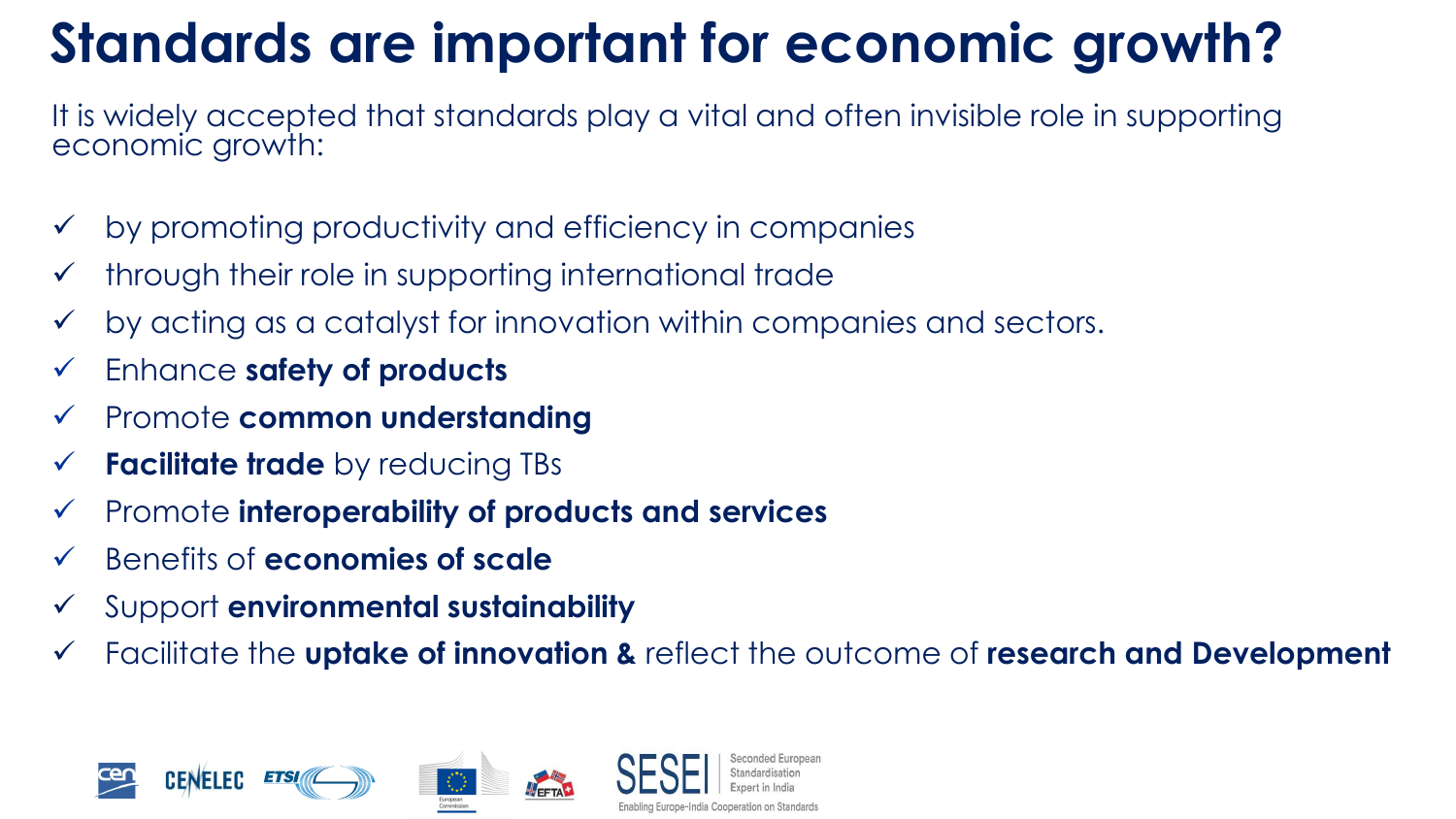# Standards are important for economic growth?

It is widely accepted that standards play a vital and often invisible role in supporting economic growth:

- ✓ by promoting productivity and efficiency in companies
- ✓ through their role in supporting international trade
- ✓ by acting as a catalyst for innovation within companies and sectors.
- ✓ Enhance **safety of products**
- ✓ Promote **common understanding**
- ✓ **Facilitate trade** by reducing TBs
- ✓ Promote **interoperability of products and services**
- ✓ Benefits of **economies of scale**
- ✓ Support **environmental sustainability**
- ✓ Facilitate the **uptake of innovation &** reflect the outcome of **research and Development**

CEN CENELEC ETSI European Commission EFTA

SESEI Seconded European Standardisation Expert in India

Enabling Europe-India Cooperation on Standards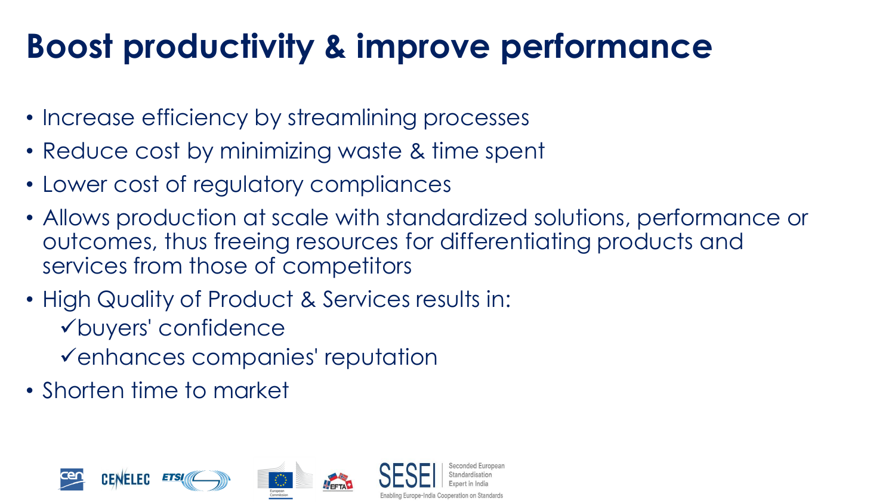# Boost productivity & improve performance

- Increase efficiency by streamlining processes
- Reduce cost by minimizing waste & time spent
- Lower cost of regulatory compliances
- Allows production at scale with standardized solutions, performance or outcomes, thus freeing resources for differentiating products and services from those of competitors
- High Quality of Product & Services results in:
  - ✓buyers' confidence
  - ✓enhances companies' reputation
- Shorten time to market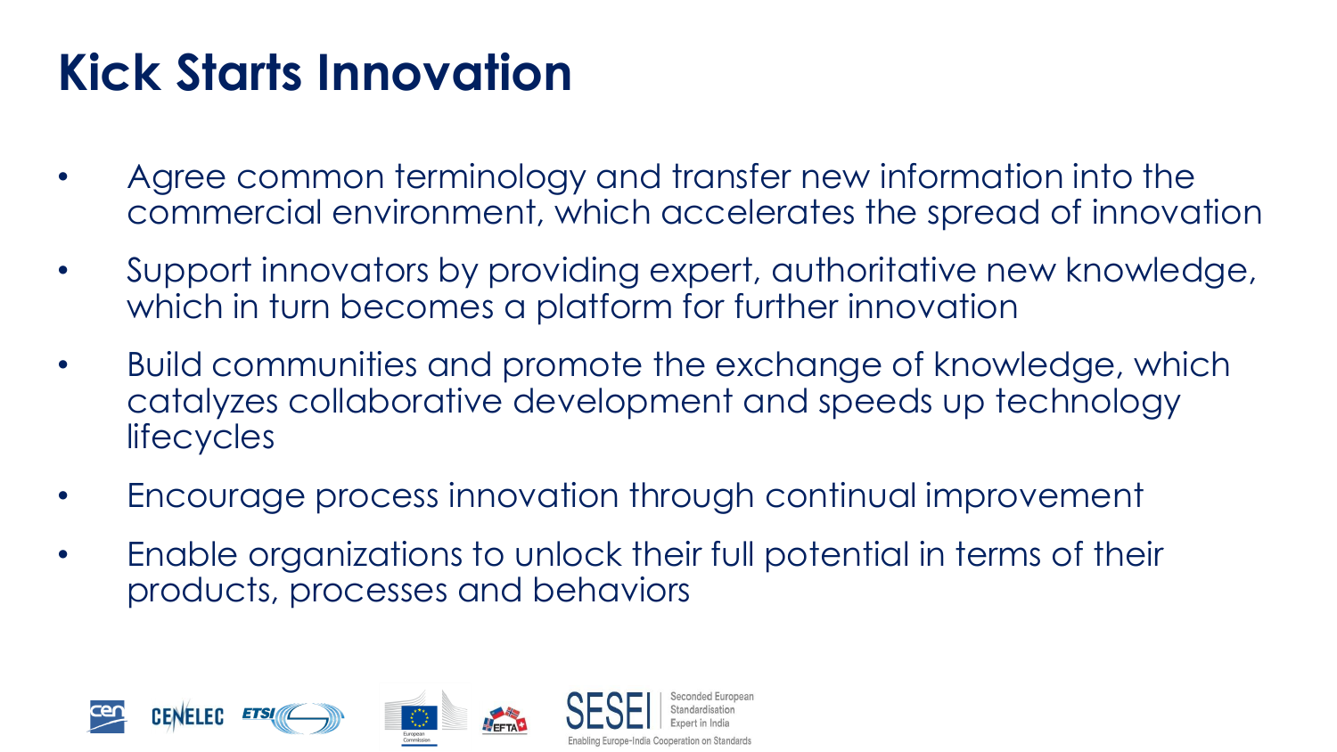# Kick Starts Innovation

- Agree common terminology and transfer new information into the commercial environment, which accelerates the spread of innovation
- Support innovators by providing expert, authoritative new knowledge, which in turn becomes a platform for further innovation
- Build communities and promote the exchange of knowledge, which catalyzes collaborative development and speeds up technology lifecycles
- Encourage process innovation through continual improvement
- Enable organizations to unlock their full potential in terms of their products, processes and behaviors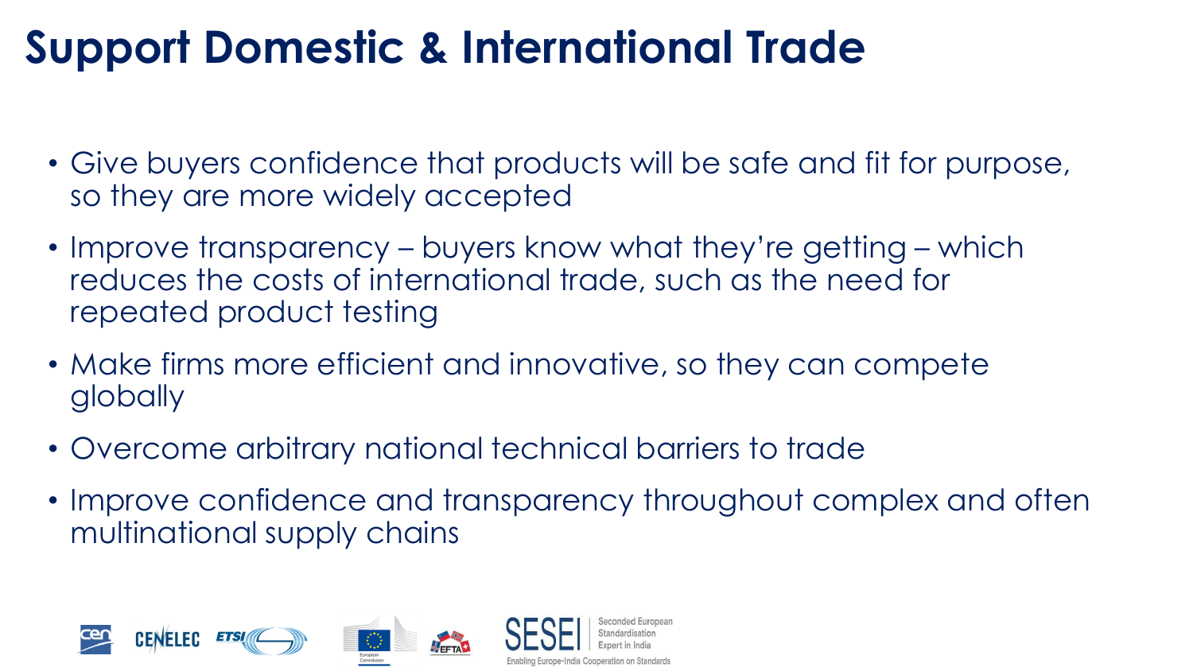# Support Domestic & International Trade

- Give buyers confidence that products will be safe and fit for purpose, so they are more widely accepted
- Improve transparency – buyers know what they're getting – which reduces the costs of international trade, such as the need for repeated product testing
- Make firms more efficient and innovative, so they can compete globally
- Overcome arbitrary national technical barriers to trade
- Improve confidence and transparency throughout complex and often multinational supply chains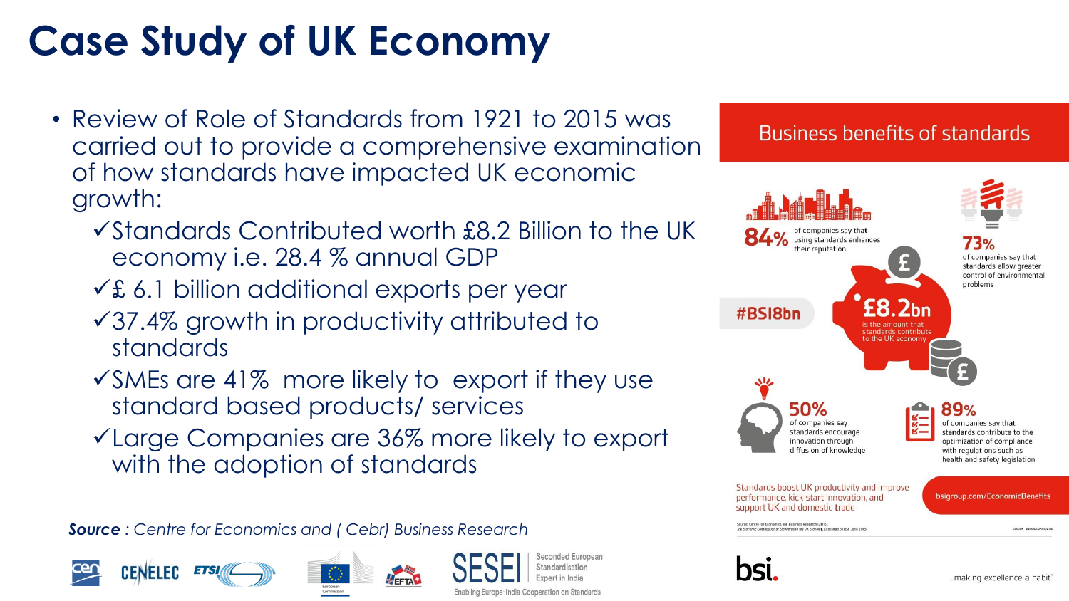# Case Study of UK Economy

- Review of Role of Standards from 1921 to 2015 was carried out to provide a comprehensive examination of how standards have impacted UK economic growth:
  - ✓Standards Contributed worth £8.2 Billion to the UK economy i.e. 28.4 % annual GDP
  - ✓£ 6.1 billion additional exports per year
  - ✓37.4% growth in productivity attributed to standards
  - ✓SMEs are 41% more likely to export if they use standard based products/ services
  - ✓Large Companies are 36% more likely to export with the adoption of standards

***Source** : Centre for Economics and ( Cebr) Business Research*

## Business benefits of standards

**84%** of companies say that using standards enhances their reputation

**73%** of companies say that standards allow greater control of environmental problems

#BSI8bn

**£8.2bn** is the amount that standards contribute to the UK economy

**50%** of companies say standards encourage innovation through diffusion of knowledge

**89%** of companies say that standards contribute to the optimization of compliance with regulations such as health and safety legislation

Standards boost UK productivity and improve performance, kick-start innovation, and support UK and domestic trade

bsigroup.com/EconomicBenefits

Source: Centre for Economics and Business Research (2015). The Economic Contribution of Standards to the UK Economy, published by BSI, June 2015.

bsi. ...making excellence a habit.

Seconded European Standardisation Expert in India

Enabling Europe-India Cooperation on Standards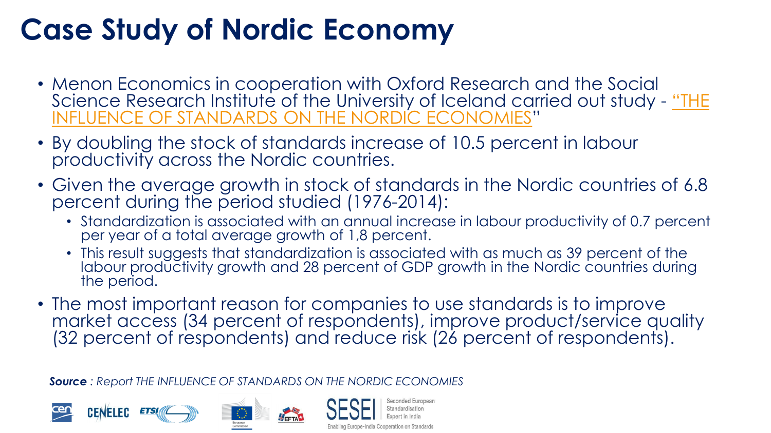# Case Study of Nordic Economy

- Menon Economics in cooperation with Oxford Research and the Social Science Research Institute of the University of Iceland carried out study - "THE INFLUENCE OF STANDARDS ON THE NORDIC ECONOMIES"
- By doubling the stock of standards increase of 10.5 percent in labour productivity across the Nordic countries.
- Given the average growth in stock of standards in the Nordic countries of 6.8 percent during the period studied (1976-2014):
  - Standardization is associated with an annual increase in labour productivity of 0.7 percent per year of a total average growth of 1,8 percent.
  - This result suggests that standardization is associated with as much as 39 percent of the labour productivity growth and 28 percent of GDP growth in the Nordic countries during the period.
- The most important reason for companies to use standards is to improve market access (34 percent of respondents), improve product/service quality (32 percent of respondents) and reduce risk (26 percent of respondents).

***Source*** *: Report THE INFLUENCE OF STANDARDS ON THE NORDIC ECONOMIES*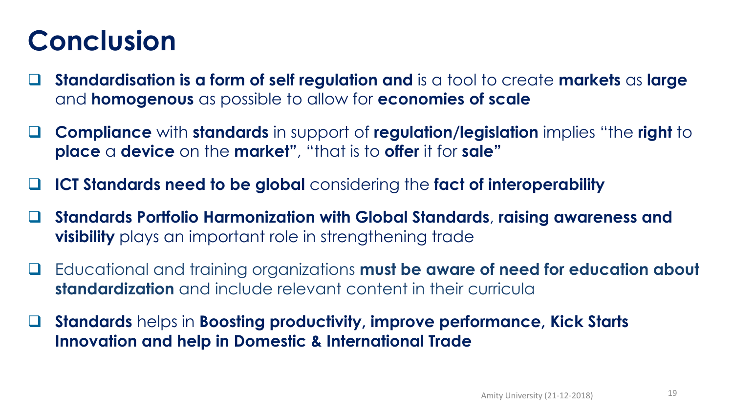# Conclusion

- **Standardisation is a form of self regulation and** is a tool to create **markets** as **large** and **homogenous** as possible to allow for **economies of scale**
- **Compliance** with **standards** in support of **regulation/legislation** implies "the **right** to **place** a **device** on the **market"**, "that is to **offer** it for **sale"**
- **ICT Standards need to be global** considering the **fact of interoperability**
- **Standards Portfolio Harmonization with Global Standards**, **raising awareness and visibility** plays an important role in strengthening trade
- Educational and training organizations **must be aware of need for education about standardization** and include relevant content in their curricula
- **Standards** helps in **Boosting productivity, improve performance, Kick Starts Innovation and help in Domestic & International Trade**

Amity University (21-12-2018)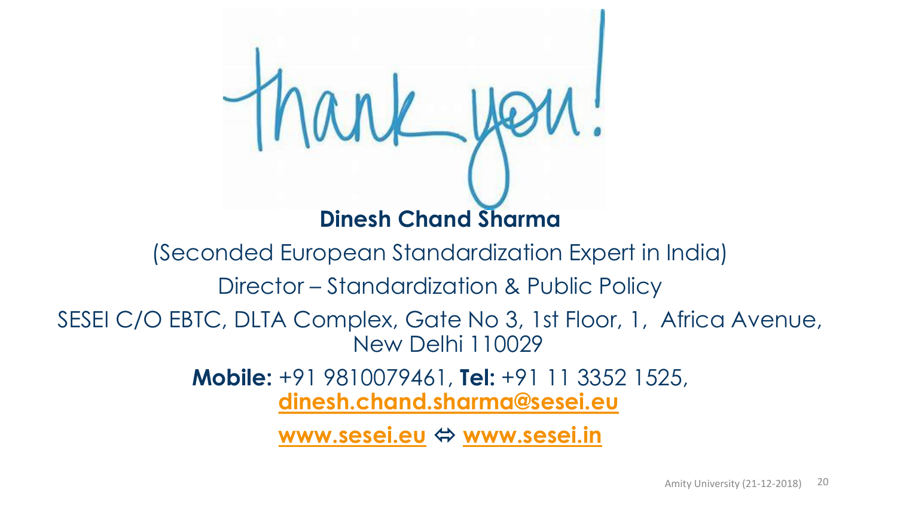thank you!

**Dinesh Chand Sharma**

(Seconded European Standardization Expert in India)

Director – Standardization & Public Policy

SESEI C/O EBTC, DLTA Complex, Gate No 3, 1st Floor, 1, Africa Avenue, New Delhi 110029

**Mobile:** +91 9810079461, **Tel:** +91 11 3352 1525, **dinesh.chand.sharma@sesei.eu**

**www.sesei.eu** ⇔ **www.sesei.in**

Amity University (21-12-2018)